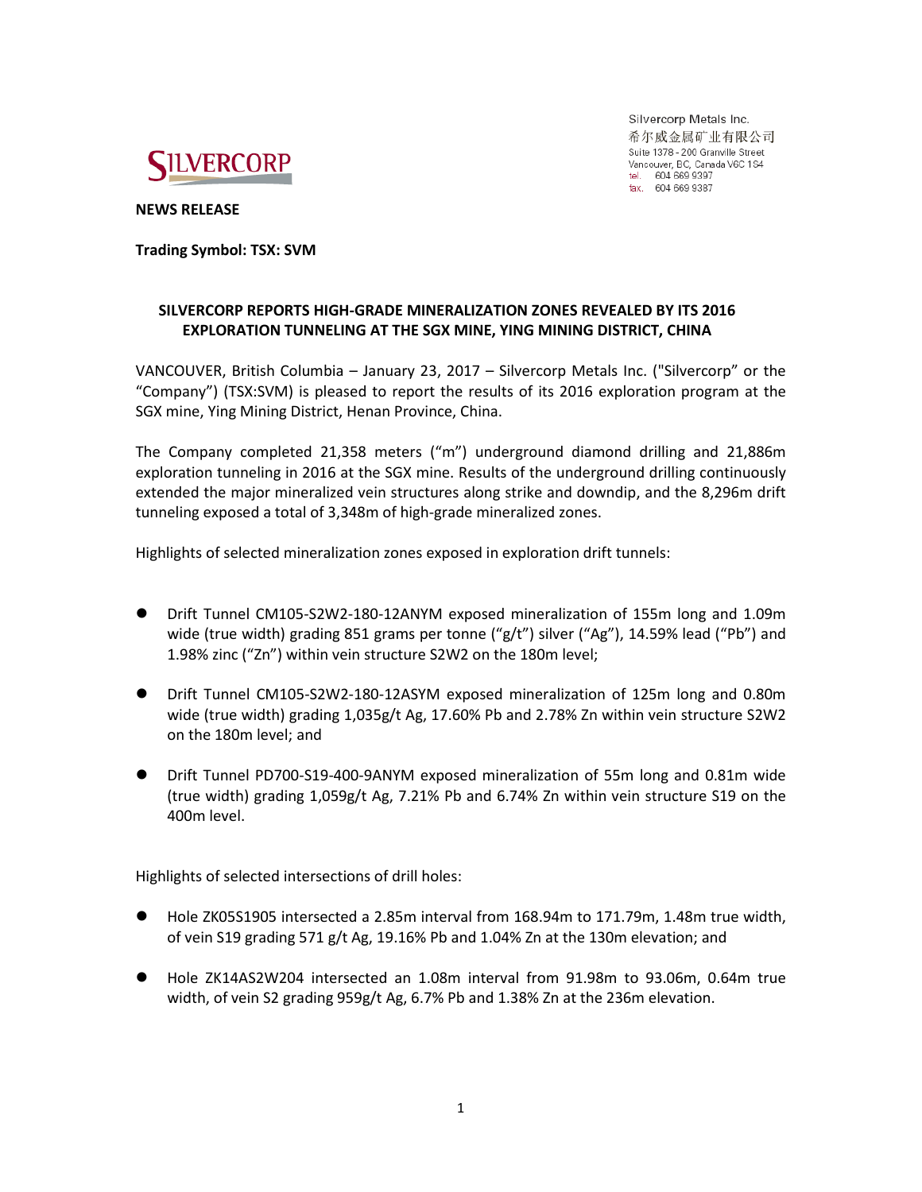Silvercorp Metals Inc.
希尔威金属矿业有限公司
Suite 1378 - 200 Granville Street
Vancouver, BC, Canada V6C 1S4
tel. 604 669 9397
fax. 604 669 9387

**NEWS RELEASE**

**Trading Symbol: TSX: SVM**

**SILVERCORP REPORTS HIGH-GRADE MINERALIZATION ZONES REVEALED BY ITS 2016 EXPLORATION TUNNELING AT THE SGX MINE, YING MINING DISTRICT, CHINA**

VANCOUVER, British Columbia – January 23, 2017 – Silvercorp Metals Inc. ("Silvercorp" or the "Company") (TSX:SVM) is pleased to report the results of its 2016 exploration program at the SGX mine, Ying Mining District, Henan Province, China.

The Company completed 21,358 meters ("m") underground diamond drilling and 21,886m exploration tunneling in 2016 at the SGX mine. Results of the underground drilling continuously extended the major mineralized vein structures along strike and downdip, and the 8,296m drift tunneling exposed a total of 3,348m of high-grade mineralized zones.

Highlights of selected mineralization zones exposed in exploration drift tunnels:

- Drift Tunnel CM105-S2W2-180-12ANYM exposed mineralization of 155m long and 1.09m wide (true width) grading 851 grams per tonne ("g/t") silver ("Ag"), 14.59% lead ("Pb") and 1.98% zinc ("Zn") within vein structure S2W2 on the 180m level;
- Drift Tunnel CM105-S2W2-180-12ASYM exposed mineralization of 125m long and 0.80m wide (true width) grading 1,035g/t Ag, 17.60% Pb and 2.78% Zn within vein structure S2W2 on the 180m level; and
- Drift Tunnel PD700-S19-400-9ANYM exposed mineralization of 55m long and 0.81m wide (true width) grading 1,059g/t Ag, 7.21% Pb and 6.74% Zn within vein structure S19 on the 400m level.

Highlights of selected intersections of drill holes:

- Hole ZK05S1905 intersected a 2.85m interval from 168.94m to 171.79m, 1.48m true width, of vein S19 grading 571 g/t Ag, 19.16% Pb and 1.04% Zn at the 130m elevation; and
- Hole ZK14AS2W204 intersected an 1.08m interval from 91.98m to 93.06m, 0.64m true width, of vein S2 grading 959g/t Ag, 6.7% Pb and 1.38% Zn at the 236m elevation.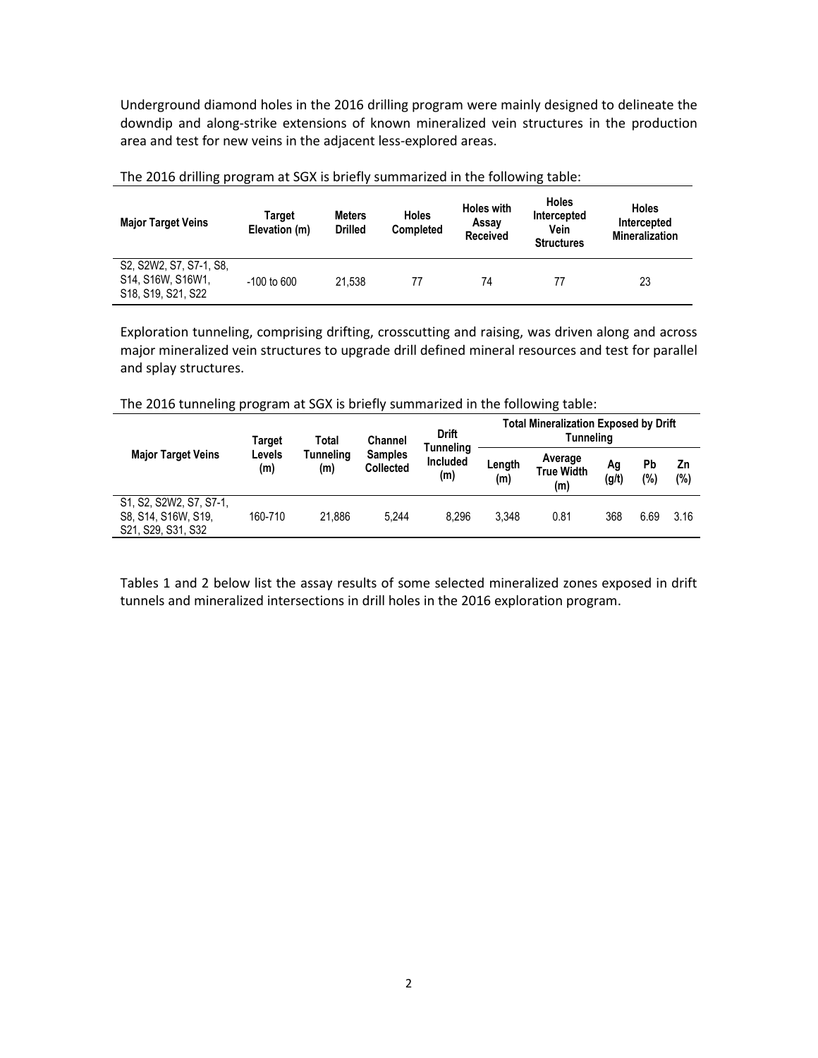Underground diamond holes in the 2016 drilling program were mainly designed to delineate the downdip and along-strike extensions of known mineralized vein structures in the production area and test for new veins in the adjacent less-explored areas.

The 2016 drilling program at SGX is briefly summarized in the following table:

| Major Target Veins | Target Elevation (m) | Meters Drilled | Holes Completed | Holes with Assay Received | Holes Intercepted Vein Structures | Holes Intercepted Mineralization |
|---|---|---|---|---|---|---|
| S2, S2W2, S7, S7-1, S8, S14, S16W, S16W1, S18, S19, S21, S22 | -100 to 600 | 21,538 | 77 | 74 | 77 | 23 |

Exploration tunneling, comprising drifting, crosscutting and raising, was driven along and across major mineralized vein structures to upgrade drill defined mineral resources and test for parallel and splay structures.

The 2016 tunneling program at SGX is briefly summarized in the following table:

| Major Target Veins | Target Levels (m) | Total Tunneling (m) | Channel Samples Collected | Drift Tunneling Included (m) | Total Mineralization Exposed by Drift Tunneling | | | | |
|---|---|---|---|---|---|---|---|---|---|
| | | | | | Length (m) | Average True Width (m) | Ag (g/t) | Pb (%) | Zn (%) |
| S1, S2, S2W2, S7, S7-1, S8, S14, S16W, S19, S21, S29, S31, S32 | 160-710 | 21,886 | 5,244 | 8,296 | 3,348 | 0.81 | 368 | 6.69 | 3.16 |

Tables 1 and 2 below list the assay results of some selected mineralized zones exposed in drift tunnels and mineralized intersections in drill holes in the 2016 exploration program.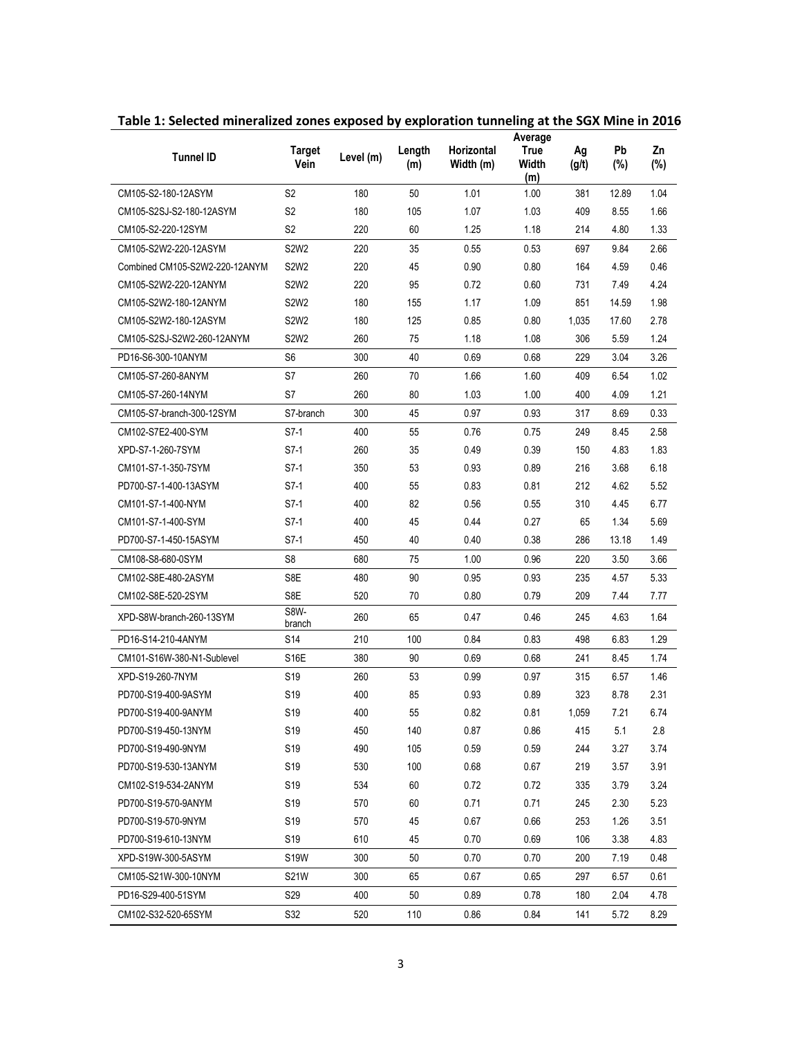**Table 1: Selected mineralized zones exposed by exploration tunneling at the SGX Mine in 2016**

| Tunnel ID | Target Vein | Level (m) | Length (m) | Horizontal Width (m) | Average True Width (m) | Ag (g/t) | Pb (%) | Zn (%) |
|---|---|---|---|---|---|---|---|---|
| CM105-S2-180-12ASYM | S2 | 180 | 50 | 1.01 | 1.00 | 381 | 12.89 | 1.04 |
| CM105-S2SJ-S2-180-12ASYM | S2 | 180 | 105 | 1.07 | 1.03 | 409 | 8.55 | 1.66 |
| CM105-S2-220-12SYM | S2 | 220 | 60 | 1.25 | 1.18 | 214 | 4.80 | 1.33 |
| CM105-S2W2-220-12ASYM | S2W2 | 220 | 35 | 0.55 | 0.53 | 697 | 9.84 | 2.66 |
| Combined CM105-S2W2-220-12ANYM | S2W2 | 220 | 45 | 0.90 | 0.80 | 164 | 4.59 | 0.46 |
| CM105-S2W2-220-12ANYM | S2W2 | 220 | 95 | 0.72 | 0.60 | 731 | 7.49 | 4.24 |
| CM105-S2W2-180-12ANYM | S2W2 | 180 | 155 | 1.17 | 1.09 | 851 | 14.59 | 1.98 |
| CM105-S2W2-180-12ASYM | S2W2 | 180 | 125 | 0.85 | 0.80 | 1,035 | 17.60 | 2.78 |
| CM105-S2SJ-S2W2-260-12ANYM | S2W2 | 260 | 75 | 1.18 | 1.08 | 306 | 5.59 | 1.24 |
| PD16-S6-300-10ANYM | S6 | 300 | 40 | 0.69 | 0.68 | 229 | 3.04 | 3.26 |
| CM105-S7-260-8ANYM | S7 | 260 | 70 | 1.66 | 1.60 | 409 | 6.54 | 1.02 |
| CM105-S7-260-14NYM | S7 | 260 | 80 | 1.03 | 1.00 | 400 | 4.09 | 1.21 |
| CM105-S7-branch-300-12SYM | S7-branch | 300 | 45 | 0.97 | 0.93 | 317 | 8.69 | 0.33 |
| CM102-S7E2-400-SYM | S7-1 | 400 | 55 | 0.76 | 0.75 | 249 | 8.45 | 2.58 |
| XPD-S7-1-260-7SYM | S7-1 | 260 | 35 | 0.49 | 0.39 | 150 | 4.83 | 1.83 |
| CM101-S7-1-350-7SYM | S7-1 | 350 | 53 | 0.93 | 0.89 | 216 | 3.68 | 6.18 |
| PD700-S7-1-400-13ASYM | S7-1 | 400 | 55 | 0.83 | 0.81 | 212 | 4.62 | 5.52 |
| CM101-S7-1-400-NYM | S7-1 | 400 | 82 | 0.56 | 0.55 | 310 | 4.45 | 6.77 |
| CM101-S7-1-400-SYM | S7-1 | 400 | 45 | 0.44 | 0.27 | 65 | 1.34 | 5.69 |
| PD700-S7-1-450-15ASYM | S7-1 | 450 | 40 | 0.40 | 0.38 | 286 | 13.18 | 1.49 |
| CM108-S8-680-0SYM | S8 | 680 | 75 | 1.00 | 0.96 | 220 | 3.50 | 3.66 |
| CM102-S8E-480-2ASYM | S8E | 480 | 90 | 0.95 | 0.93 | 235 | 4.57 | 5.33 |
| CM102-S8E-520-2SYM | S8E | 520 | 70 | 0.80 | 0.79 | 209 | 7.44 | 7.77 |
| XPD-S8W-branch-260-13SYM | S8W-branch | 260 | 65 | 0.47 | 0.46 | 245 | 4.63 | 1.64 |
| PD16-S14-210-4ANYM | S14 | 210 | 100 | 0.84 | 0.83 | 498 | 6.83 | 1.29 |
| CM101-S16W-380-N1-Sublevel | S16E | 380 | 90 | 0.69 | 0.68 | 241 | 8.45 | 1.74 |
| XPD-S19-260-7NYM | S19 | 260 | 53 | 0.99 | 0.97 | 315 | 6.57 | 1.46 |
| PD700-S19-400-9ASYM | S19 | 400 | 85 | 0.93 | 0.89 | 323 | 8.78 | 2.31 |
| PD700-S19-400-9ANYM | S19 | 400 | 55 | 0.82 | 0.81 | 1,059 | 7.21 | 6.74 |
| PD700-S19-450-13NYM | S19 | 450 | 140 | 0.87 | 0.86 | 415 | 5.1 | 2.8 |
| PD700-S19-490-9NYM | S19 | 490 | 105 | 0.59 | 0.59 | 244 | 3.27 | 3.74 |
| PD700-S19-530-13ANYM | S19 | 530 | 100 | 0.68 | 0.67 | 219 | 3.57 | 3.91 |
| CM102-S19-534-2ANYM | S19 | 534 | 60 | 0.72 | 0.72 | 335 | 3.79 | 3.24 |
| PD700-S19-570-9ANYM | S19 | 570 | 60 | 0.71 | 0.71 | 245 | 2.30 | 5.23 |
| PD700-S19-570-9NYM | S19 | 570 | 45 | 0.67 | 0.66 | 253 | 1.26 | 3.51 |
| PD700-S19-610-13NYM | S19 | 610 | 45 | 0.70 | 0.69 | 106 | 3.38 | 4.83 |
| XPD-S19W-300-5ASYM | S19W | 300 | 50 | 0.70 | 0.70 | 200 | 7.19 | 0.48 |
| CM105-S21W-300-10NYM | S21W | 300 | 65 | 0.67 | 0.65 | 297 | 6.57 | 0.61 |
| PD16-S29-400-51SYM | S29 | 400 | 50 | 0.89 | 0.78 | 180 | 2.04 | 4.78 |
| CM102-S32-520-65SYM | S32 | 520 | 110 | 0.86 | 0.84 | 141 | 5.72 | 8.29 |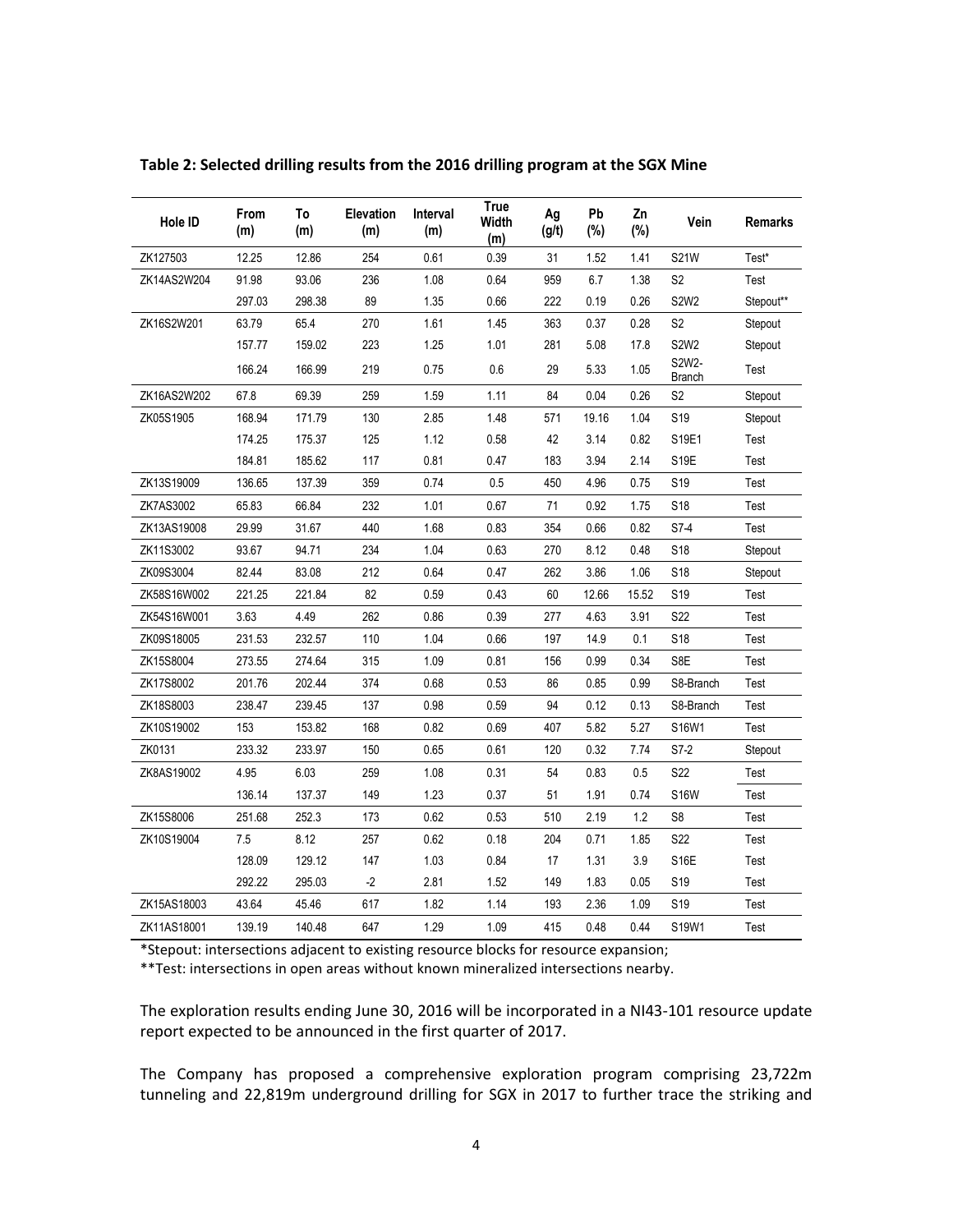**Table 2: Selected drilling results from the 2016 drilling program at the SGX Mine**

| Hole ID | From (m) | To (m) | Elevation (m) | Interval (m) | True Width (m) | Ag (g/t) | Pb (%) | Zn (%) | Vein | Remarks |
|---|---|---|---|---|---|---|---|---|---|---|
| ZK127503 | 12.25 | 12.86 | 254 | 0.61 | 0.39 | 31 | 1.52 | 1.41 | S21W | Test* |
| ZK14AS2W204 | 91.98 | 93.06 | 236 | 1.08 | 0.64 | 959 | 6.7 | 1.38 | S2 | Test |
| | 297.03 | 298.38 | 89 | 1.35 | 0.66 | 222 | 0.19 | 0.26 | S2W2 | Stepout** |
| ZK16S2W201 | 63.79 | 65.4 | 270 | 1.61 | 1.45 | 363 | 0.37 | 0.28 | S2 | Stepout |
| | 157.77 | 159.02 | 223 | 1.25 | 1.01 | 281 | 5.08 | 17.8 | S2W2 | Stepout |
| | 166.24 | 166.99 | 219 | 0.75 | 0.6 | 29 | 5.33 | 1.05 | S2W2-Branch | Test |
| ZK16AS2W202 | 67.8 | 69.39 | 259 | 1.59 | 1.11 | 84 | 0.04 | 0.26 | S2 | Stepout |
| ZK05S1905 | 168.94 | 171.79 | 130 | 2.85 | 1.48 | 571 | 19.16 | 1.04 | S19 | Stepout |
| | 174.25 | 175.37 | 125 | 1.12 | 0.58 | 42 | 3.14 | 0.82 | S19E1 | Test |
| | 184.81 | 185.62 | 117 | 0.81 | 0.47 | 183 | 3.94 | 2.14 | S19E | Test |
| ZK13S19009 | 136.65 | 137.39 | 359 | 0.74 | 0.5 | 450 | 4.96 | 0.75 | S19 | Test |
| ZK7AS3002 | 65.83 | 66.84 | 232 | 1.01 | 0.67 | 71 | 0.92 | 1.75 | S18 | Test |
| ZK13AS19008 | 29.99 | 31.67 | 440 | 1.68 | 0.83 | 354 | 0.66 | 0.82 | S7-4 | Test |
| ZK11S3002 | 93.67 | 94.71 | 234 | 1.04 | 0.63 | 270 | 8.12 | 0.48 | S18 | Stepout |
| ZK09S3004 | 82.44 | 83.08 | 212 | 0.64 | 0.47 | 262 | 3.86 | 1.06 | S18 | Stepout |
| ZK58S16W002 | 221.25 | 221.84 | 82 | 0.59 | 0.43 | 60 | 12.66 | 15.52 | S19 | Test |
| ZK54S16W001 | 3.63 | 4.49 | 262 | 0.86 | 0.39 | 277 | 4.63 | 3.91 | S22 | Test |
| ZK09S18005 | 231.53 | 232.57 | 110 | 1.04 | 0.66 | 197 | 14.9 | 0.1 | S18 | Test |
| ZK15S8004 | 273.55 | 274.64 | 315 | 1.09 | 0.81 | 156 | 0.99 | 0.34 | S8E | Test |
| ZK17S8002 | 201.76 | 202.44 | 374 | 0.68 | 0.53 | 86 | 0.85 | 0.99 | S8-Branch | Test |
| ZK18S8003 | 238.47 | 239.45 | 137 | 0.98 | 0.59 | 94 | 0.12 | 0.13 | S8-Branch | Test |
| ZK10S19002 | 153 | 153.82 | 168 | 0.82 | 0.69 | 407 | 5.82 | 5.27 | S16W1 | Test |
| ZK0131 | 233.32 | 233.97 | 150 | 0.65 | 0.61 | 120 | 0.32 | 7.74 | S7-2 | Stepout |
| ZK8AS19002 | 4.95 | 6.03 | 259 | 1.08 | 0.31 | 54 | 0.83 | 0.5 | S22 | Test |
| | 136.14 | 137.37 | 149 | 1.23 | 0.37 | 51 | 1.91 | 0.74 | S16W | Test |
| ZK15S8006 | 251.68 | 252.3 | 173 | 0.62 | 0.53 | 510 | 2.19 | 1.2 | S8 | Test |
| ZK10S19004 | 7.5 | 8.12 | 257 | 0.62 | 0.18 | 204 | 0.71 | 1.85 | S22 | Test |
| | 128.09 | 129.12 | 147 | 1.03 | 0.84 | 17 | 1.31 | 3.9 | S16E | Test |
| | 292.22 | 295.03 | -2 | 2.81 | 1.52 | 149 | 1.83 | 0.05 | S19 | Test |
| ZK15AS18003 | 43.64 | 45.46 | 617 | 1.82 | 1.14 | 193 | 2.36 | 1.09 | S19 | Test |
| ZK11AS18001 | 139.19 | 140.48 | 647 | 1.29 | 1.09 | 415 | 0.48 | 0.44 | S19W1 | Test |

*Stepout: intersections adjacent to existing resource blocks for resource expansion;

**Test: intersections in open areas without known mineralized intersections nearby.

The exploration results ending June 30, 2016 will be incorporated in a NI43-101 resource update report expected to be announced in the first quarter of 2017.

The Company has proposed a comprehensive exploration program comprising 23,722m tunneling and 22,819m underground drilling for SGX in 2017 to further trace the striking and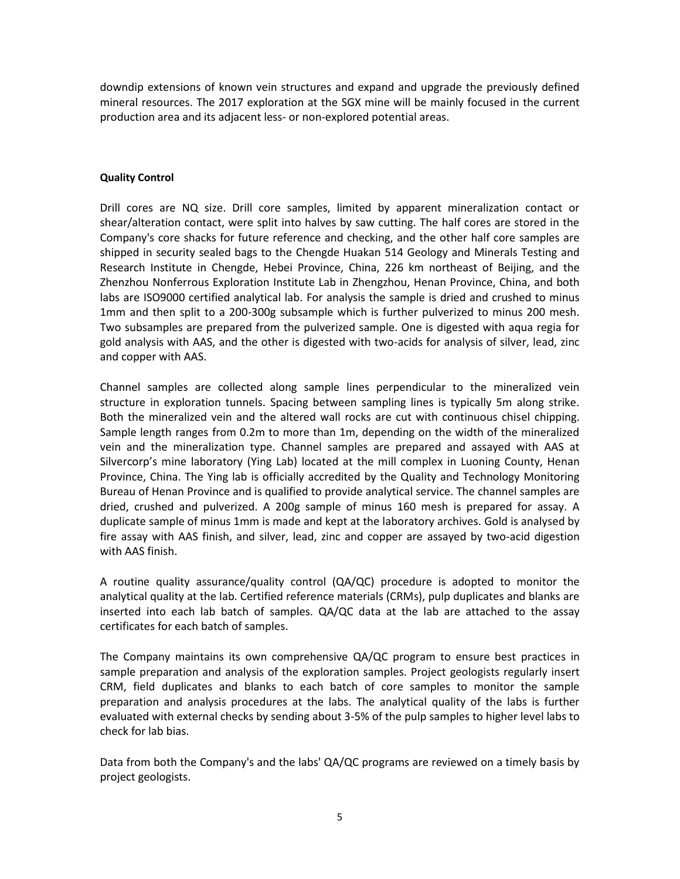downdip extensions of known vein structures and expand and upgrade the previously defined mineral resources. The 2017 exploration at the SGX mine will be mainly focused in the current production area and its adjacent less- or non-explored potential areas.

**Quality Control**

Drill cores are NQ size. Drill core samples, limited by apparent mineralization contact or shear/alteration contact, were split into halves by saw cutting. The half cores are stored in the Company's core shacks for future reference and checking, and the other half core samples are shipped in security sealed bags to the Chengde Huakan 514 Geology and Minerals Testing and Research Institute in Chengde, Hebei Province, China, 226 km northeast of Beijing, and the Zhenzhou Nonferrous Exploration Institute Lab in Zhengzhou, Henan Province, China, and both labs are ISO9000 certified analytical lab. For analysis the sample is dried and crushed to minus 1mm and then split to a 200-300g subsample which is further pulverized to minus 200 mesh. Two subsamples are prepared from the pulverized sample. One is digested with aqua regia for gold analysis with AAS, and the other is digested with two-acids for analysis of silver, lead, zinc and copper with AAS.

Channel samples are collected along sample lines perpendicular to the mineralized vein structure in exploration tunnels. Spacing between sampling lines is typically 5m along strike. Both the mineralized vein and the altered wall rocks are cut with continuous chisel chipping. Sample length ranges from 0.2m to more than 1m, depending on the width of the mineralized vein and the mineralization type. Channel samples are prepared and assayed with AAS at Silvercorp's mine laboratory (Ying Lab) located at the mill complex in Luoning County, Henan Province, China. The Ying lab is officially accredited by the Quality and Technology Monitoring Bureau of Henan Province and is qualified to provide analytical service. The channel samples are dried, crushed and pulverized. A 200g sample of minus 160 mesh is prepared for assay. A duplicate sample of minus 1mm is made and kept at the laboratory archives. Gold is analysed by fire assay with AAS finish, and silver, lead, zinc and copper are assayed by two-acid digestion with AAS finish.

A routine quality assurance/quality control (QA/QC) procedure is adopted to monitor the analytical quality at the lab. Certified reference materials (CRMs), pulp duplicates and blanks are inserted into each lab batch of samples. QA/QC data at the lab are attached to the assay certificates for each batch of samples.

The Company maintains its own comprehensive QA/QC program to ensure best practices in sample preparation and analysis of the exploration samples. Project geologists regularly insert CRM, field duplicates and blanks to each batch of core samples to monitor the sample preparation and analysis procedures at the labs. The analytical quality of the labs is further evaluated with external checks by sending about 3-5% of the pulp samples to higher level labs to check for lab bias.

Data from both the Company's and the labs' QA/QC programs are reviewed on a timely basis by project geologists.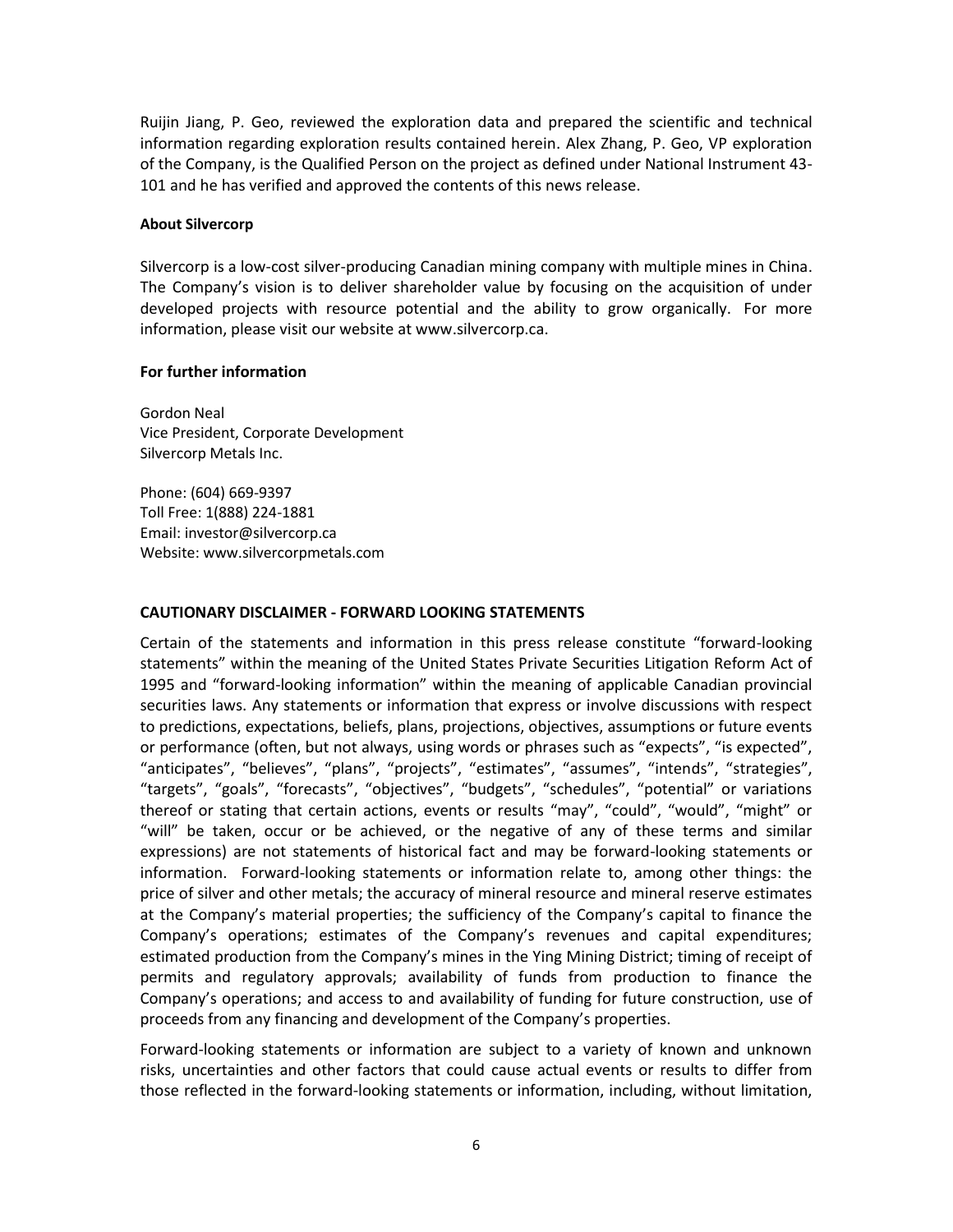Ruijin Jiang, P. Geo, reviewed the exploration data and prepared the scientific and technical information regarding exploration results contained herein. Alex Zhang, P. Geo, VP exploration of the Company, is the Qualified Person on the project as defined under National Instrument 43-101 and he has verified and approved the contents of this news release.

**About Silvercorp**

Silvercorp is a low-cost silver-producing Canadian mining company with multiple mines in China. The Company's vision is to deliver shareholder value by focusing on the acquisition of under developed projects with resource potential and the ability to grow organically. For more information, please visit our website at www.silvercorp.ca.

**For further information**

Gordon Neal
Vice President, Corporate Development
Silvercorp Metals Inc.

Phone: (604) 669-9397
Toll Free: 1(888) 224-1881
Email: investor@silvercorp.ca
Website: www.silvercorpmetals.com

**CAUTIONARY DISCLAIMER - FORWARD LOOKING STATEMENTS**

Certain of the statements and information in this press release constitute "forward-looking statements" within the meaning of the United States Private Securities Litigation Reform Act of 1995 and "forward-looking information" within the meaning of applicable Canadian provincial securities laws. Any statements or information that express or involve discussions with respect to predictions, expectations, beliefs, plans, projections, objectives, assumptions or future events or performance (often, but not always, using words or phrases such as "expects", "is expected", "anticipates", "believes", "plans", "projects", "estimates", "assumes", "intends", "strategies", "targets", "goals", "forecasts", "objectives", "budgets", "schedules", "potential" or variations thereof or stating that certain actions, events or results "may", "could", "would", "might" or "will" be taken, occur or be achieved, or the negative of any of these terms and similar expressions) are not statements of historical fact and may be forward-looking statements or information. Forward-looking statements or information relate to, among other things: the price of silver and other metals; the accuracy of mineral resource and mineral reserve estimates at the Company's material properties; the sufficiency of the Company's capital to finance the Company's operations; estimates of the Company's revenues and capital expenditures; estimated production from the Company's mines in the Ying Mining District; timing of receipt of permits and regulatory approvals; availability of funds from production to finance the Company's operations; and access to and availability of funding for future construction, use of proceeds from any financing and development of the Company's properties.

Forward-looking statements or information are subject to a variety of known and unknown risks, uncertainties and other factors that could cause actual events or results to differ from those reflected in the forward-looking statements or information, including, without limitation,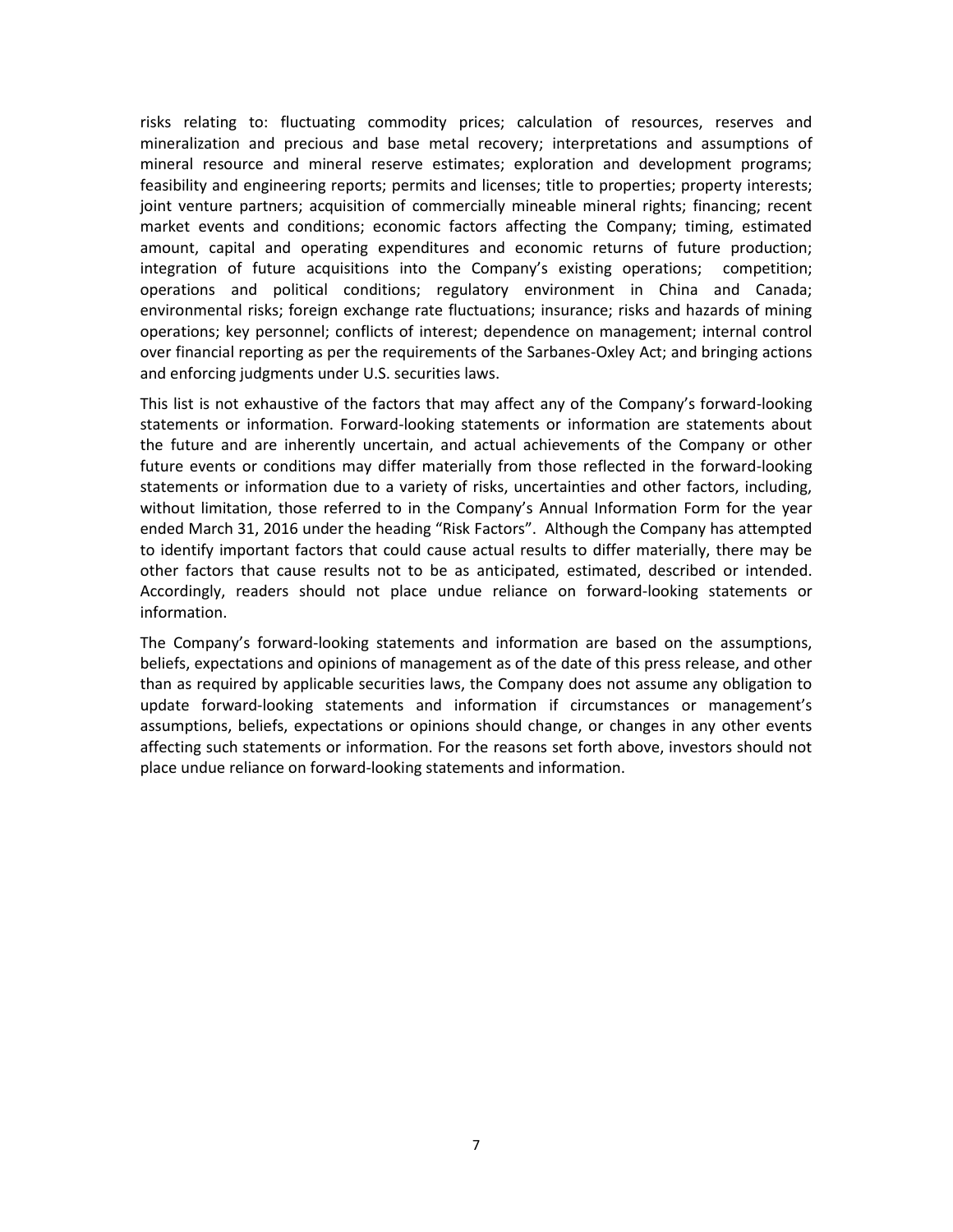risks relating to: fluctuating commodity prices; calculation of resources, reserves and mineralization and precious and base metal recovery; interpretations and assumptions of mineral resource and mineral reserve estimates; exploration and development programs; feasibility and engineering reports; permits and licenses; title to properties; property interests; joint venture partners; acquisition of commercially mineable mineral rights; financing; recent market events and conditions; economic factors affecting the Company; timing, estimated amount, capital and operating expenditures and economic returns of future production; integration of future acquisitions into the Company's existing operations; competition; operations and political conditions; regulatory environment in China and Canada; environmental risks; foreign exchange rate fluctuations; insurance; risks and hazards of mining operations; key personnel; conflicts of interest; dependence on management; internal control over financial reporting as per the requirements of the Sarbanes-Oxley Act; and bringing actions and enforcing judgments under U.S. securities laws.

This list is not exhaustive of the factors that may affect any of the Company's forward-looking statements or information. Forward-looking statements or information are statements about the future and are inherently uncertain, and actual achievements of the Company or other future events or conditions may differ materially from those reflected in the forward-looking statements or information due to a variety of risks, uncertainties and other factors, including, without limitation, those referred to in the Company's Annual Information Form for the year ended March 31, 2016 under the heading "Risk Factors". Although the Company has attempted to identify important factors that could cause actual results to differ materially, there may be other factors that cause results not to be as anticipated, estimated, described or intended. Accordingly, readers should not place undue reliance on forward-looking statements or information.

The Company's forward-looking statements and information are based on the assumptions, beliefs, expectations and opinions of management as of the date of this press release, and other than as required by applicable securities laws, the Company does not assume any obligation to update forward-looking statements and information if circumstances or management's assumptions, beliefs, expectations or opinions should change, or changes in any other events affecting such statements or information. For the reasons set forth above, investors should not place undue reliance on forward-looking statements and information.